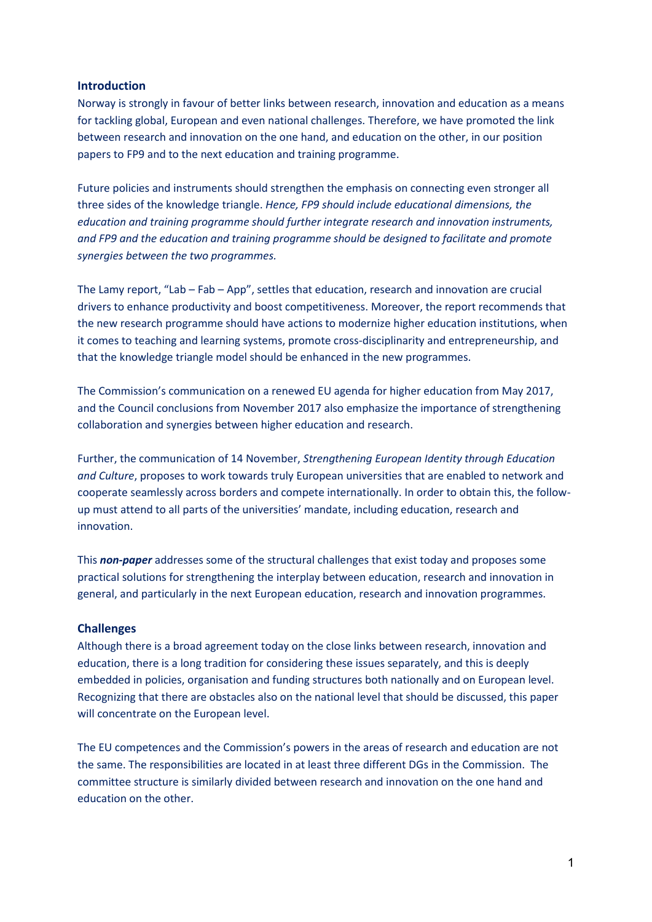## Introduction

Norway is strongly in favour of better links between research, innovation and education as a means for tackling global, European and even national challenges. Therefore, we have promoted the link between research and innovation on the one hand, and education on the other, in our position papers to FP9 and to the next education and training programme.

Future policies and instruments should strengthen the emphasis on connecting even stronger all three sides of the knowledge triangle. *Hence, FP9 should include educational dimensions, the education and training programme should further integrate research and innovation instruments, and FP9 and the education and training programme should be designed to facilitate and promote synergies between the two programmes.*

The Lamy report, "Lab – Fab – App", settles that education, research and innovation are crucial drivers to enhance productivity and boost competitiveness. Moreover, the report recommends that the new research programme should have actions to modernize higher education institutions, when it comes to teaching and learning systems, promote cross-disciplinarity and entrepreneurship, and that the knowledge triangle model should be enhanced in the new programmes.

The Commission's communication on a renewed EU agenda for higher education from May 2017, and the Council conclusions from November 2017 also emphasize the importance of strengthening collaboration and synergies between higher education and research.

Further, the communication of 14 November, *Strengthening European Identity through Education and Culture*, proposes to work towards truly European universities that are enabled to network and cooperate seamlessly across borders and compete internationally. In order to obtain this, the follow-up must attend to all parts of the universities' mandate, including education, research and innovation.

This ***non-paper*** addresses some of the structural challenges that exist today and proposes some practical solutions for strengthening the interplay between education, research and innovation in general, and particularly in the next European education, research and innovation programmes.

## Challenges

Although there is a broad agreement today on the close links between research, innovation and education, there is a long tradition for considering these issues separately, and this is deeply embedded in policies, organisation and funding structures both nationally and on European level. Recognizing that there are obstacles also on the national level that should be discussed, this paper will concentrate on the European level.

The EU competences and the Commission's powers in the areas of research and education are not the same. The responsibilities are located in at least three different DGs in the Commission. The committee structure is similarly divided between research and innovation on the one hand and education on the other.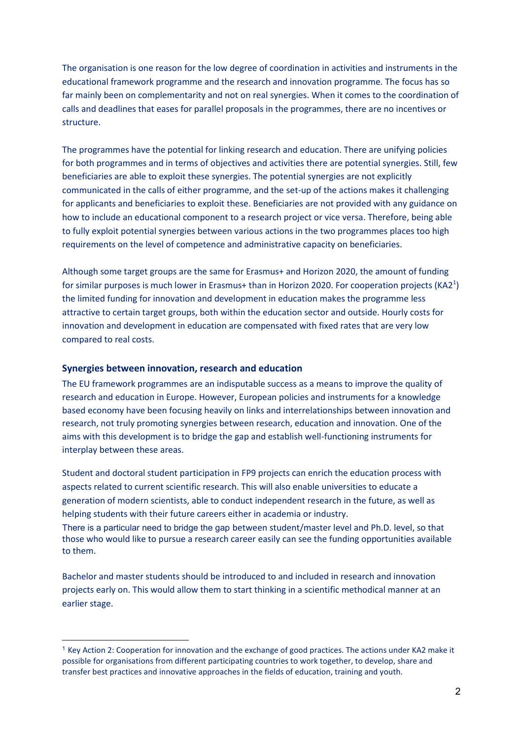The organisation is one reason for the low degree of coordination in activities and instruments in the educational framework programme and the research and innovation programme. The focus has so far mainly been on complementarity and not on real synergies. When it comes to the coordination of calls and deadlines that eases for parallel proposals in the programmes, there are no incentives or structure.

The programmes have the potential for linking research and education. There are unifying policies for both programmes and in terms of objectives and activities there are potential synergies. Still, few beneficiaries are able to exploit these synergies. The potential synergies are not explicitly communicated in the calls of either programme, and the set-up of the actions makes it challenging for applicants and beneficiaries to exploit these. Beneficiaries are not provided with any guidance on how to include an educational component to a research project or vice versa. Therefore, being able to fully exploit potential synergies between various actions in the two programmes places too high requirements on the level of competence and administrative capacity on beneficiaries.

Although some target groups are the same for Erasmus+ and Horizon 2020, the amount of funding for similar purposes is much lower in Erasmus+ than in Horizon 2020. For cooperation projects (KA2[1]) the limited funding for innovation and development in education makes the programme less attractive to certain target groups, both within the education sector and outside. Hourly costs for innovation and development in education are compensated with fixed rates that are very low compared to real costs.

### Synergies between innovation, research and education

The EU framework programmes are an indisputable success as a means to improve the quality of research and education in Europe. However, European policies and instruments for a knowledge based economy have been focusing heavily on links and interrelationships between innovation and research, not truly promoting synergies between research, education and innovation. One of the aims with this development is to bridge the gap and establish well-functioning instruments for interplay between these areas.

Student and doctoral student participation in FP9 projects can enrich the education process with aspects related to current scientific research. This will also enable universities to educate a generation of modern scientists, able to conduct independent research in the future, as well as helping students with their future careers either in academia or industry.
There is a particular need to bridge the gap between student/master level and Ph.D. level, so that those who would like to pursue a research career easily can see the funding opportunities available to them.

Bachelor and master students should be introduced to and included in research and innovation projects early on. This would allow them to start thinking in a scientific methodical manner at an earlier stage.

---

[1] Key Action 2: Cooperation for innovation and the exchange of good practices. The actions under KA2 make it possible for organisations from different participating countries to work together, to develop, share and transfer best practices and innovative approaches in the fields of education, training and youth.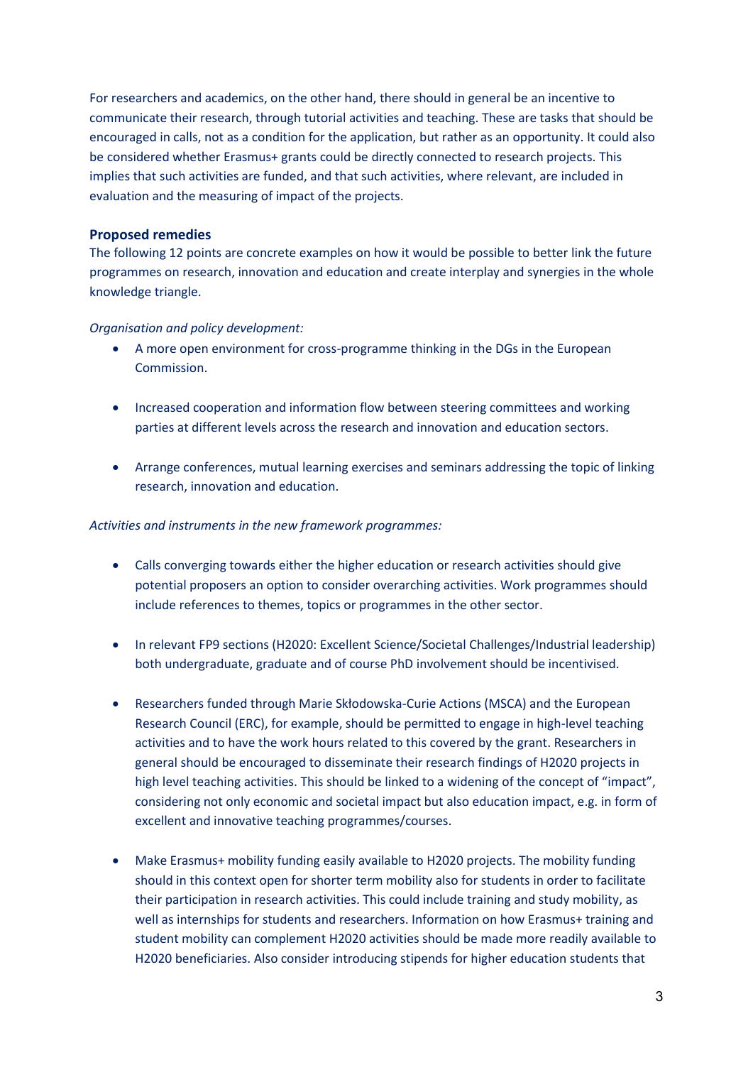For researchers and academics, on the other hand, there should in general be an incentive to communicate their research, through tutorial activities and teaching. These are tasks that should be encouraged in calls, not as a condition for the application, but rather as an opportunity. It could also be considered whether Erasmus+ grants could be directly connected to research projects. This implies that such activities are funded, and that such activities, where relevant, are included in evaluation and the measuring of impact of the projects.

**Proposed remedies**

The following 12 points are concrete examples on how it would be possible to better link the future programmes on research, innovation and education and create interplay and synergies in the whole knowledge triangle.

*Organisation and policy development:*

- A more open environment for cross-programme thinking in the DGs in the European Commission.
- Increased cooperation and information flow between steering committees and working parties at different levels across the research and innovation and education sectors.
- Arrange conferences, mutual learning exercises and seminars addressing the topic of linking research, innovation and education.

*Activities and instruments in the new framework programmes:*

- Calls converging towards either the higher education or research activities should give potential proposers an option to consider overarching activities. Work programmes should include references to themes, topics or programmes in the other sector.
- In relevant FP9 sections (H2020: Excellent Science/Societal Challenges/Industrial leadership) both undergraduate, graduate and of course PhD involvement should be incentivised.
- Researchers funded through Marie Skłodowska-Curie Actions (MSCA) and the European Research Council (ERC), for example, should be permitted to engage in high-level teaching activities and to have the work hours related to this covered by the grant. Researchers in general should be encouraged to disseminate their research findings of H2020 projects in high level teaching activities. This should be linked to a widening of the concept of "impact", considering not only economic and societal impact but also education impact, e.g. in form of excellent and innovative teaching programmes/courses.
- Make Erasmus+ mobility funding easily available to H2020 projects. The mobility funding should in this context open for shorter term mobility also for students in order to facilitate their participation in research activities. This could include training and study mobility, as well as internships for students and researchers. Information on how Erasmus+ training and student mobility can complement H2020 activities should be made more readily available to H2020 beneficiaries. Also consider introducing stipends for higher education students that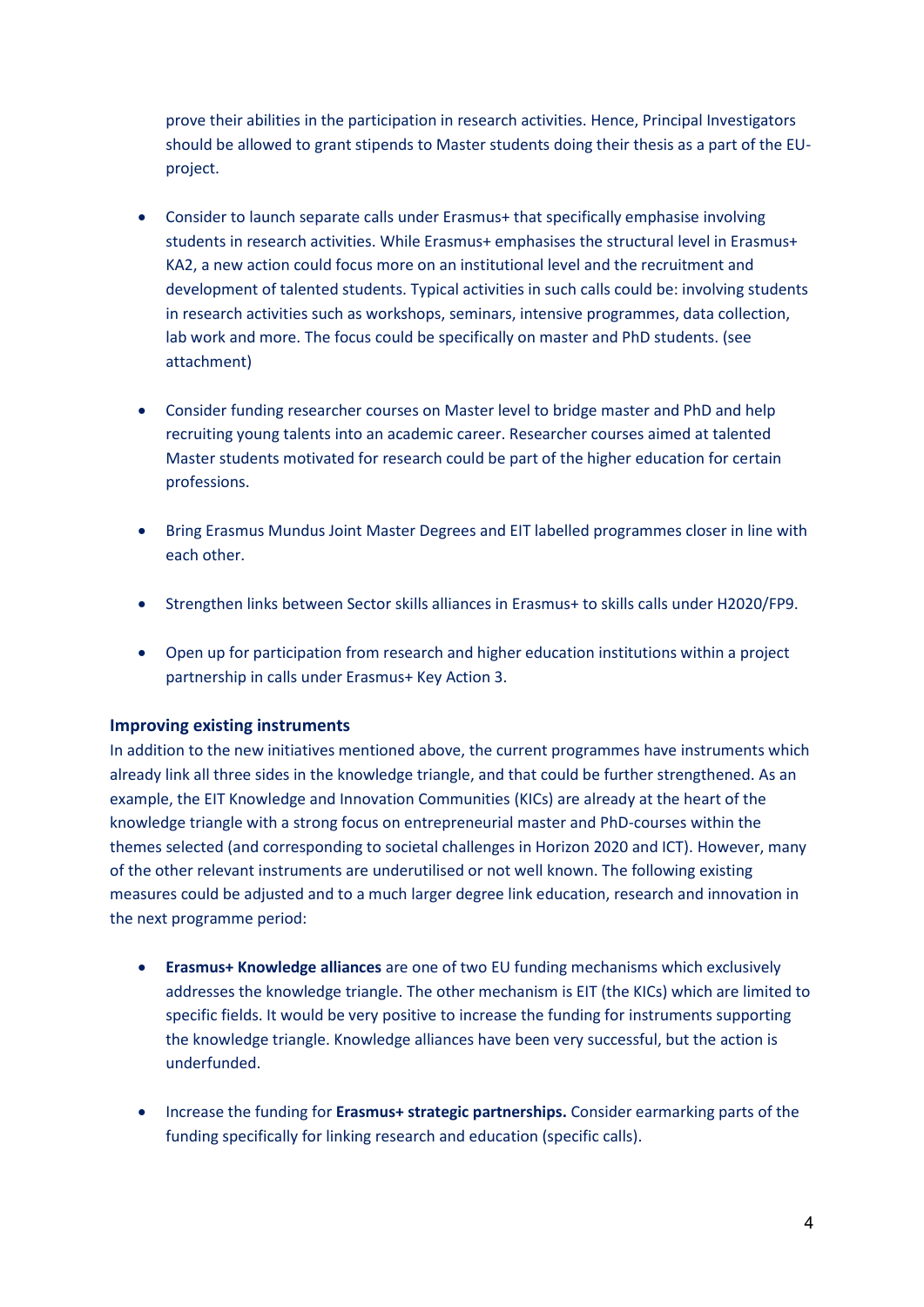prove their abilities in the participation in research activities. Hence, Principal Investigators should be allowed to grant stipends to Master students doing their thesis as a part of the EU-project.

- Consider to launch separate calls under Erasmus+ that specifically emphasise involving students in research activities. While Erasmus+ emphasises the structural level in Erasmus+ KA2, a new action could focus more on an institutional level and the recruitment and development of talented students. Typical activities in such calls could be: involving students in research activities such as workshops, seminars, intensive programmes, data collection, lab work and more. The focus could be specifically on master and PhD students. (see attachment)

- Consider funding researcher courses on Master level to bridge master and PhD and help recruiting young talents into an academic career. Researcher courses aimed at talented Master students motivated for research could be part of the higher education for certain professions.

- Bring Erasmus Mundus Joint Master Degrees and EIT labelled programmes closer in line with each other.

- Strengthen links between Sector skills alliances in Erasmus+ to skills calls under H2020/FP9.

- Open up for participation from research and higher education institutions within a project partnership in calls under Erasmus+ Key Action 3.

### Improving existing instruments

In addition to the new initiatives mentioned above, the current programmes have instruments which already link all three sides in the knowledge triangle, and that could be further strengthened. As an example, the EIT Knowledge and Innovation Communities (KICs) are already at the heart of the knowledge triangle with a strong focus on entrepreneurial master and PhD-courses within the themes selected (and corresponding to societal challenges in Horizon 2020 and ICT). However, many of the other relevant instruments are underutilised or not well known. The following existing measures could be adjusted and to a much larger degree link education, research and innovation in the next programme period:

- **Erasmus+ Knowledge alliances** are one of two EU funding mechanisms which exclusively addresses the knowledge triangle. The other mechanism is EIT (the KICs) which are limited to specific fields. It would be very positive to increase the funding for instruments supporting the knowledge triangle. Knowledge alliances have been very successful, but the action is underfunded.

- Increase the funding for **Erasmus+ strategic partnerships.** Consider earmarking parts of the funding specifically for linking research and education (specific calls).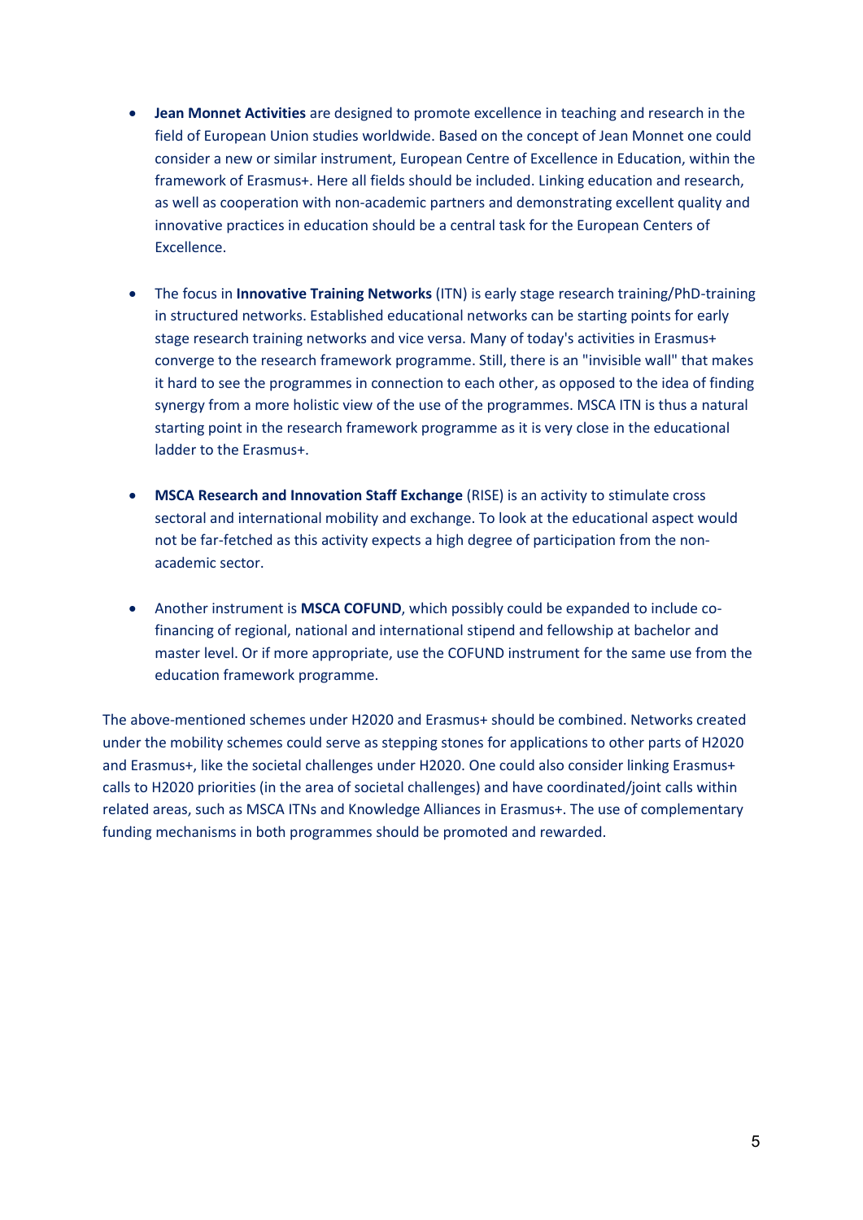- **Jean Monnet Activities** are designed to promote excellence in teaching and research in the field of European Union studies worldwide. Based on the concept of Jean Monnet one could consider a new or similar instrument, European Centre of Excellence in Education, within the framework of Erasmus+. Here all fields should be included. Linking education and research, as well as cooperation with non-academic partners and demonstrating excellent quality and innovative practices in education should be a central task for the European Centers of Excellence.

- The focus in **Innovative Training Networks** (ITN) is early stage research training/PhD-training in structured networks. Established educational networks can be starting points for early stage research training networks and vice versa. Many of today's activities in Erasmus+ converge to the research framework programme. Still, there is an "invisible wall" that makes it hard to see the programmes in connection to each other, as opposed to the idea of finding synergy from a more holistic view of the use of the programmes. MSCA ITN is thus a natural starting point in the research framework programme as it is very close in the educational ladder to the Erasmus+.

- **MSCA Research and Innovation Staff Exchange** (RISE) is an activity to stimulate cross sectoral and international mobility and exchange. To look at the educational aspect would not be far-fetched as this activity expects a high degree of participation from the non-academic sector.

- Another instrument is **MSCA COFUND**, which possibly could be expanded to include co-financing of regional, national and international stipend and fellowship at bachelor and master level. Or if more appropriate, use the COFUND instrument for the same use from the education framework programme.

The above-mentioned schemes under H2020 and Erasmus+ should be combined. Networks created under the mobility schemes could serve as stepping stones for applications to other parts of H2020 and Erasmus+, like the societal challenges under H2020. One could also consider linking Erasmus+ calls to H2020 priorities (in the area of societal challenges) and have coordinated/joint calls within related areas, such as MSCA ITNs and Knowledge Alliances in Erasmus+. The use of complementary funding mechanisms in both programmes should be promoted and rewarded.